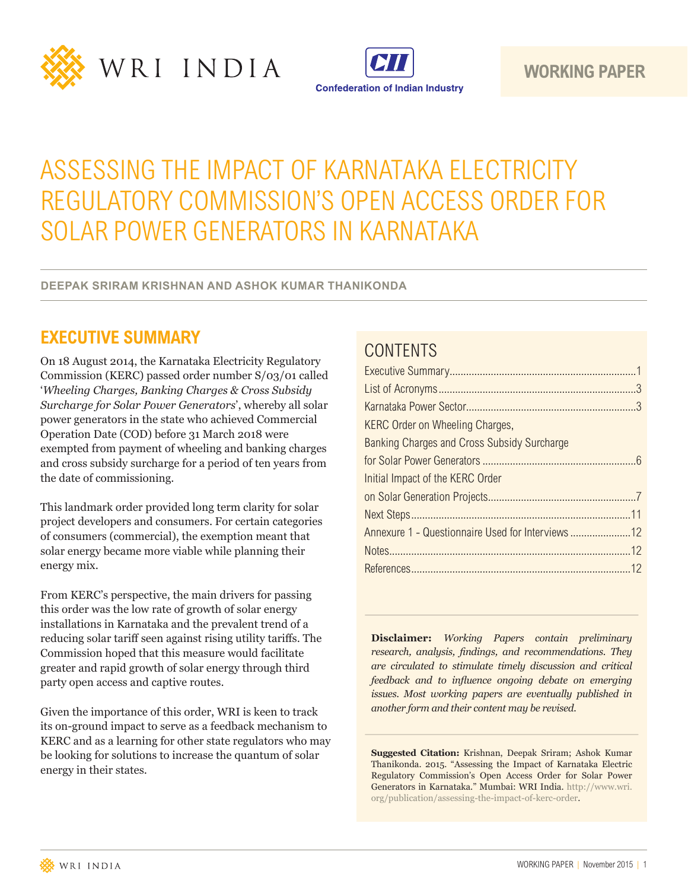WRI INDIA

Confederation of Indian Industry

WORKING PAPER

# ASSESSING THE IMPACT OF KARNATAKA ELECTRICITY REGULATORY COMMISSION'S OPEN ACCESS ORDER FOR SOLAR POWER GENERATORS IN KARNATAKA

**DEEPAK SRIRAM KRISHNAN AND ASHOK KUMAR THANIKONDA**

## EXECUTIVE SUMMARY

On 18 August 2014, the Karnataka Electricity Regulatory Commission (KERC) passed order number S/03/01 called '*Wheeling Charges, Banking Charges & Cross Subsidy Surcharge for Solar Power Generators*', whereby all solar power generators in the state who achieved Commercial Operation Date (COD) before 31 March 2018 were exempted from payment of wheeling and banking charges and cross subsidy surcharge for a period of ten years from the date of commissioning.

This landmark order provided long term clarity for solar project developers and consumers. For certain categories of consumers (commercial), the exemption meant that solar energy became more viable while planning their energy mix.

From KERC's perspective, the main drivers for passing this order was the low rate of growth of solar energy installations in Karnataka and the prevalent trend of a reducing solar tariff seen against rising utility tariffs. The Commission hoped that this measure would facilitate greater and rapid growth of solar energy through third party open access and captive routes.

Given the importance of this order, WRI is keen to track its on-ground impact to serve as a feedback mechanism to KERC and as a learning for other state regulators who may be looking for solutions to increase the quantum of solar energy in their states.

## CONTENTS

- Executive Summary ........ 1
- List of Acronyms ........ 3
- Karnataka Power Sector ........ 3
- KERC Order on Wheeling Charges, Banking Charges and Cross Subsidy Surcharge for Solar Power Generators ........ 6
- Initial Impact of the KERC Order on Solar Generation Projects ........ 7
- Next Steps ........ 11
- Annexure 1 - Questionnaire Used for Interviews ........ 12
- Notes ........ 12
- References ........ 12

**Disclaimer:** *Working Papers contain preliminary research, analysis, findings, and recommendations. They are circulated to stimulate timely discussion and critical feedback and to influence ongoing debate on emerging issues. Most working papers are eventually published in another form and their content may be revised.*

**Suggested Citation:** Krishnan, Deepak Sriram; Ashok Kumar Thanikonda. 2015. "Assessing the Impact of Karnataka Electric Regulatory Commission's Open Access Order for Solar Power Generators in Karnataka." Mumbai: WRI India. http://www.wri.org/publication/assessing-the-impact-of-kerc-order.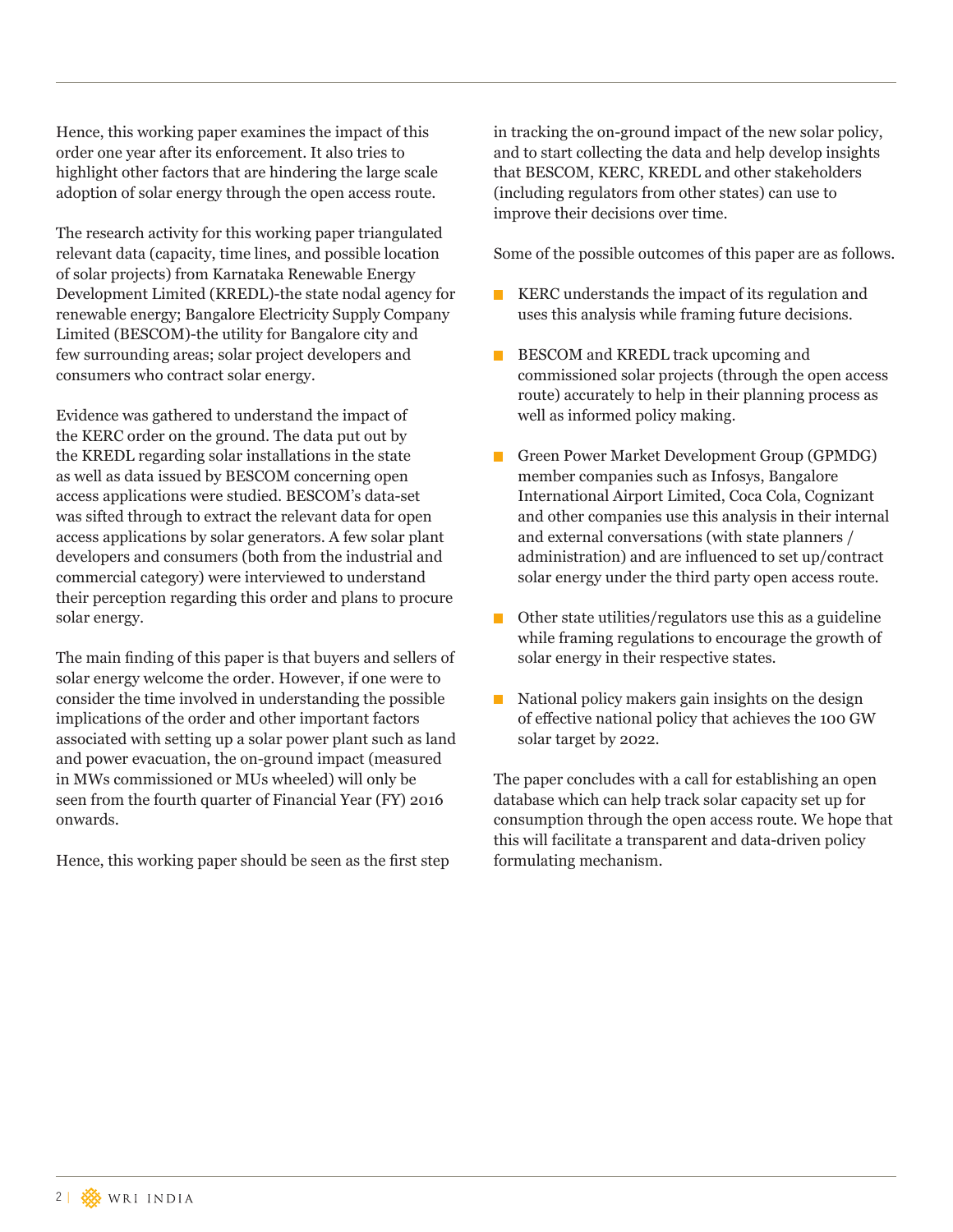Hence, this working paper examines the impact of this order one year after its enforcement. It also tries to highlight other factors that are hindering the large scale adoption of solar energy through the open access route.

The research activity for this working paper triangulated relevant data (capacity, time lines, and possible location of solar projects) from Karnataka Renewable Energy Development Limited (KREDL)-the state nodal agency for renewable energy; Bangalore Electricity Supply Company Limited (BESCOM)-the utility for Bangalore city and few surrounding areas; solar project developers and consumers who contract solar energy.

Evidence was gathered to understand the impact of the KERC order on the ground. The data put out by the KREDL regarding solar installations in the state as well as data issued by BESCOM concerning open access applications were studied. BESCOM's data-set was sifted through to extract the relevant data for open access applications by solar generators. A few solar plant developers and consumers (both from the industrial and commercial category) were interviewed to understand their perception regarding this order and plans to procure solar energy.

The main finding of this paper is that buyers and sellers of solar energy welcome the order. However, if one were to consider the time involved in understanding the possible implications of the order and other important factors associated with setting up a solar power plant such as land and power evacuation, the on-ground impact (measured in MWs commissioned or MUs wheeled) will only be seen from the fourth quarter of Financial Year (FY) 2016 onwards.

Hence, this working paper should be seen as the first step in tracking the on-ground impact of the new solar policy, and to start collecting the data and help develop insights that BESCOM, KERC, KREDL and other stakeholders (including regulators from other states) can use to improve their decisions over time.

Some of the possible outcomes of this paper are as follows.

- KERC understands the impact of its regulation and uses this analysis while framing future decisions.
- BESCOM and KREDL track upcoming and commissioned solar projects (through the open access route) accurately to help in their planning process as well as informed policy making.
- Green Power Market Development Group (GPMDG) member companies such as Infosys, Bangalore International Airport Limited, Coca Cola, Cognizant and other companies use this analysis in their internal and external conversations (with state planners / administration) and are influenced to set up/contract solar energy under the third party open access route.
- Other state utilities/regulators use this as a guideline while framing regulations to encourage the growth of solar energy in their respective states.
- National policy makers gain insights on the design of effective national policy that achieves the 100 GW solar target by 2022.

The paper concludes with a call for establishing an open database which can help track solar capacity set up for consumption through the open access route. We hope that this will facilitate a transparent and data-driven policy formulating mechanism.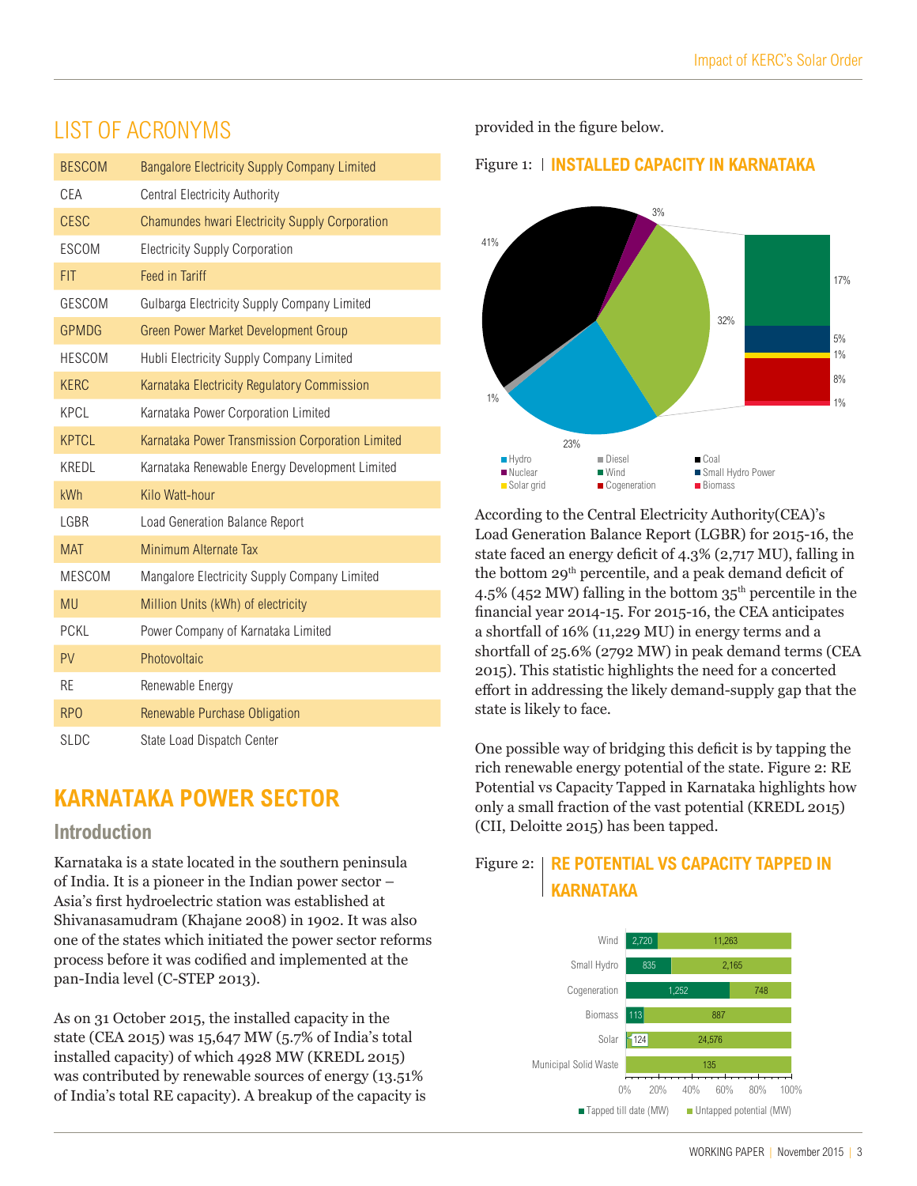## LIST OF ACRONYMS

| | |
|---|---|
| BESCOM | Bangalore Electricity Supply Company Limited |
| CEA | Central Electricity Authority |
| CESC | Chamundes hwari Electricity Supply Corporation |
| ESCOM | Electricity Supply Corporation |
| FIT | Feed in Tariff |
| GESCOM | Gulbarga Electricity Supply Company Limited |
| GPMDG | Green Power Market Development Group |
| HESCOM | Hubli Electricity Supply Company Limited |
| KERC | Karnataka Electricity Regulatory Commission |
| KPCL | Karnataka Power Corporation Limited |
| KPTCL | Karnataka Power Transmission Corporation Limited |
| KREDL | Karnataka Renewable Energy Development Limited |
| kWh | Kilo Watt-hour |
| LGBR | Load Generation Balance Report |
| MAT | Minimum Alternate Tax |
| MESCOM | Mangalore Electricity Supply Company Limited |
| MU | Million Units (kWh) of electricity |
| PCKL | Power Company of Karnataka Limited |
| PV | Photovoltaic |
| RE | Renewable Energy |
| RPO | Renewable Purchase Obligation |
| SLDC | State Load Dispatch Center |

# KARNATAKA POWER SECTOR

## Introduction

Karnataka is a state located in the southern peninsula of India. It is a pioneer in the Indian power sector – Asia's first hydroelectric station was established at Shivanasamudram (Khajane 2008) in 1902. It was also one of the states which initiated the power sector reforms process before it was codified and implemented at the pan-India level (C-STEP 2013).

As on 31 October 2015, the installed capacity in the state (CEA 2015) was 15,647 MW (5.7% of India's total installed capacity) of which 4928 MW (KREDL 2015) was contributed by renewable sources of energy (13.51% of India's total RE capacity). A breakup of the capacity is provided in the figure below.

Figure 1: | **INSTALLED CAPACITY IN KARNATAKA**

| Source | Share |
|---|---|
| Coal | 41% |
| Nuclear | 3% |
| Renewable (Wind, Small Hydro Power, Solar grid, Cogeneration, Biomass) | 32% |
| Wind | 17% |
| Small Hydro Power | 5% |
| Solar grid | 1% |
| Cogeneration | 8% |
| Biomass | 1% |
| Hydro | 23% |
| Diesel | 1% |

According to the Central Electricity Authority(CEA)'s Load Generation Balance Report (LGBR) for 2015-16, the state faced an energy deficit of 4.3% (2,717 MU), falling in the bottom 29th percentile, and a peak demand deficit of 4.5% (452 MW) falling in the bottom 35th percentile in the financial year 2014-15. For 2015-16, the CEA anticipates a shortfall of 16% (11,229 MU) in energy terms and a shortfall of 25.6% (2792 MW) in peak demand terms (CEA 2015). This statistic highlights the need for a concerted effort in addressing the likely demand-supply gap that the state is likely to face.

One possible way of bridging this deficit is by tapping the rich renewable energy potential of the state. Figure 2: RE Potential vs Capacity Tapped in Karnataka highlights how only a small fraction of the vast potential (KREDL 2015) (CII, Deloitte 2015) has been tapped.

Figure 2: | **RE POTENTIAL VS CAPACITY TAPPED IN KARNATAKA**

| Source | Tapped till date (MW) | Untapped potential (MW) |
|---|---|---|
| Wind | 2,720 | 11,263 |
| Small Hydro | 835 | 2,165 |
| Cogeneration | 1,252 | 748 |
| Biomass | 113 | 887 |
| Solar | 124 | 24,576 |
| Municipal Solid Waste | | 135 |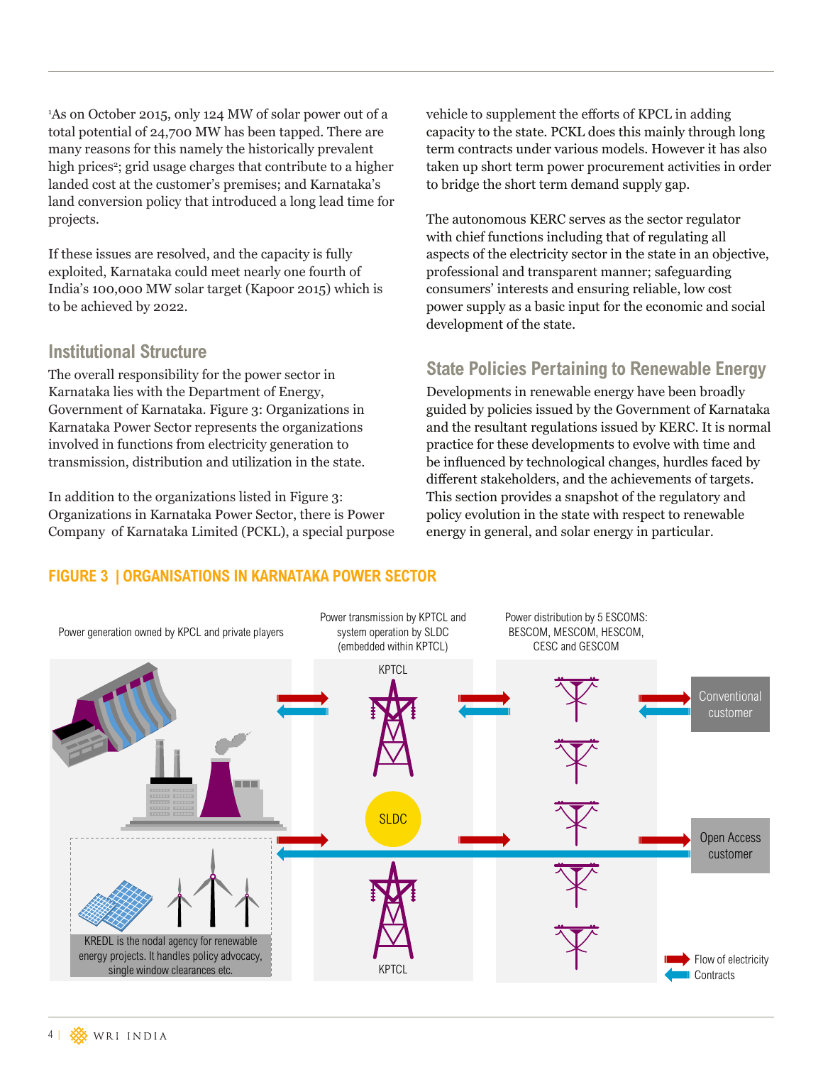[1]As on October 2015, only 124 MW of solar power out of a total potential of 24,700 MW has been tapped. There are many reasons for this namely the historically prevalent high prices[2]; grid usage charges that contribute to a higher landed cost at the customer's premises; and Karnataka's land conversion policy that introduced a long lead time for projects.

If these issues are resolved, and the capacity is fully exploited, Karnataka could meet nearly one fourth of India's 100,000 MW solar target (Kapoor 2015) which is to be achieved by 2022.

## Institutional Structure

The overall responsibility for the power sector in Karnataka lies with the Department of Energy, Government of Karnataka. Figure 3: Organizations in Karnataka Power Sector represents the organizations involved in functions from electricity generation to transmission, distribution and utilization in the state.

In addition to the organizations listed in Figure 3: Organizations in Karnataka Power Sector, there is Power Company of Karnataka Limited (PCKL), a special purpose vehicle to supplement the efforts of KPCL in adding capacity to the state. PCKL does this mainly through long term contracts under various models. However it has also taken up short term power procurement activities in order to bridge the short term demand supply gap.

The autonomous KERC serves as the sector regulator with chief functions including that of regulating all aspects of the electricity sector in the state in an objective, professional and transparent manner; safeguarding consumers' interests and ensuring reliable, low cost power supply as a basic input for the economic and social development of the state.

## State Policies Pertaining to Renewable Energy

Developments in renewable energy have been broadly guided by policies issued by the Government of Karnataka and the resultant regulations issued by KERC. It is normal practice for these developments to evolve with time and be influenced by technological changes, hurdles faced by different stakeholders, and the achievements of targets. This section provides a snapshot of the regulatory and policy evolution in the state with respect to renewable energy in general, and solar energy in particular.

**FIGURE 3 | ORGANISATIONS IN KARNATAKA POWER SECTOR**

Power generation owned by KPCL and private players

Power transmission by KPTCL and system operation by SLDC (embedded within KPTCL)

Power distribution by 5 ESCOMS: BESCOM, MESCOM, HESCOM, CESC and GESCOM

KPTCL

SLDC

KPTCL

Conventional customer

Open Access customer

KREDL is the nodal agency for renewable energy projects. It handles policy advocacy, single window clearances etc.

Flow of electricity

Contracts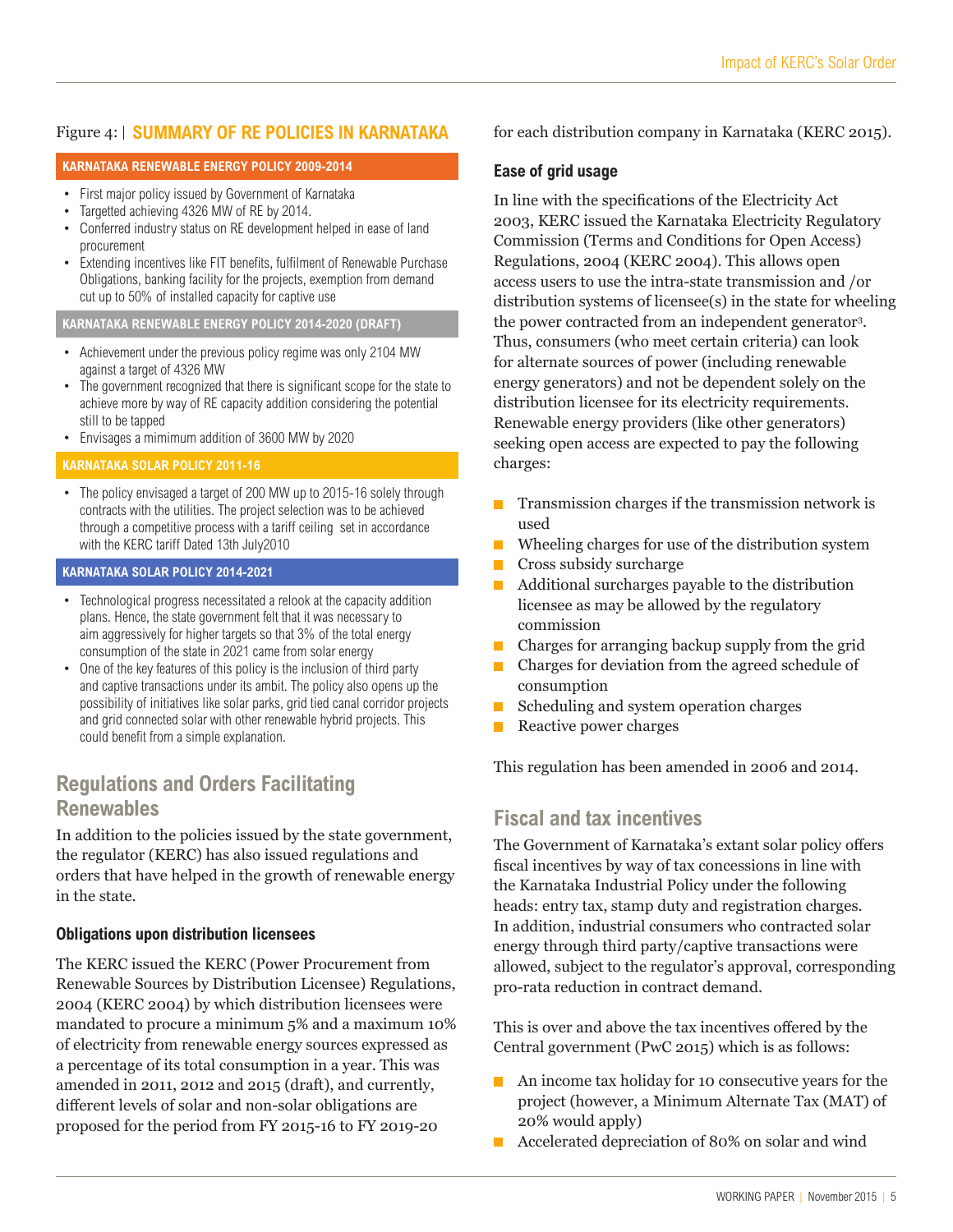Figure 4: | **SUMMARY OF RE POLICIES IN KARNATAKA**

**KARNATAKA RENEWABLE ENERGY POLICY 2009-2014**

- First major policy issued by Government of Karnataka
- Targetted achieving 4326 MW of RE by 2014.
- Conferred industry status on RE development helped in ease of land procurement
- Extending incentives like FIT benefits, fulfilment of Renewable Purchase Obligations, banking facility for the projects, exemption from demand cut up to 50% of installed capacity for captive use

**KARNATAKA RENEWABLE ENERGY POLICY 2014-2020 (DRAFT)**

- Achievement under the previous policy regime was only 2104 MW against a target of 4326 MW
- The government recognized that there is significant scope for the state to achieve more by way of RE capacity addition considering the potential still to be tapped
- Envisages a mimimum addition of 3600 MW by 2020

**KARNATAKA SOLAR POLICY 2011-16**

- The policy envisaged a target of 200 MW up to 2015-16 solely through contracts with the utilities. The project selection was to be achieved through a competitive process with a tariff ceiling set in accordance with the KERC tariff Dated 13th July2010

**KARNATAKA SOLAR POLICY 2014-2021**

- Technological progress necessitated a relook at the capacity addition plans. Hence, the state government felt that it was necessary to aim aggressively for higher targets so that 3% of the total energy consumption of the state in 2021 came from solar energy
- One of the key features of this policy is the inclusion of third party and captive transactions under its ambit. The policy also opens up the possibility of initiatives like solar parks, grid tied canal corridor projects and grid connected solar with other renewable hybrid projects. This could benefit from a simple explanation.

## Regulations and Orders Facilitating Renewables

In addition to the policies issued by the state government, the regulator (KERC) has also issued regulations and orders that have helped in the growth of renewable energy in the state.

### Obligations upon distribution licensees

The KERC issued the KERC (Power Procurement from Renewable Sources by Distribution Licensee) Regulations, 2004 (KERC 2004) by which distribution licensees were mandated to procure a minimum 5% and a maximum 10% of electricity from renewable energy sources expressed as a percentage of its total consumption in a year. This was amended in 2011, 2012 and 2015 (draft), and currently, different levels of solar and non-solar obligations are proposed for the period from FY 2015-16 to FY 2019-20 for each distribution company in Karnataka (KERC 2015).

### Ease of grid usage

In line with the specifications of the Electricity Act 2003, KERC issued the Karnataka Electricity Regulatory Commission (Terms and Conditions for Open Access) Regulations, 2004 (KERC 2004). This allows open access users to use the intra-state transmission and /or distribution systems of licensee(s) in the state for wheeling the power contracted from an independent generator[3]. Thus, consumers (who meet certain criteria) can look for alternate sources of power (including renewable energy generators) and not be dependent solely on the distribution licensee for its electricity requirements. Renewable energy providers (like other generators) seeking open access are expected to pay the following charges:

- Transmission charges if the transmission network is used
- Wheeling charges for use of the distribution system
- Cross subsidy surcharge
- Additional surcharges payable to the distribution licensee as may be allowed by the regulatory commission
- Charges for arranging backup supply from the grid
- Charges for deviation from the agreed schedule of consumption
- Scheduling and system operation charges
- Reactive power charges

This regulation has been amended in 2006 and 2014.

## Fiscal and tax incentives

The Government of Karnataka's extant solar policy offers fiscal incentives by way of tax concessions in line with the Karnataka Industrial Policy under the following heads: entry tax, stamp duty and registration charges. In addition, industrial consumers who contracted solar energy through third party/captive transactions were allowed, subject to the regulator's approval, corresponding pro-rata reduction in contract demand.

This is over and above the tax incentives offered by the Central government (PwC 2015) which is as follows:

- An income tax holiday for 10 consecutive years for the project (however, a Minimum Alternate Tax (MAT) of 20% would apply)
- Accelerated depreciation of 80% on solar and wind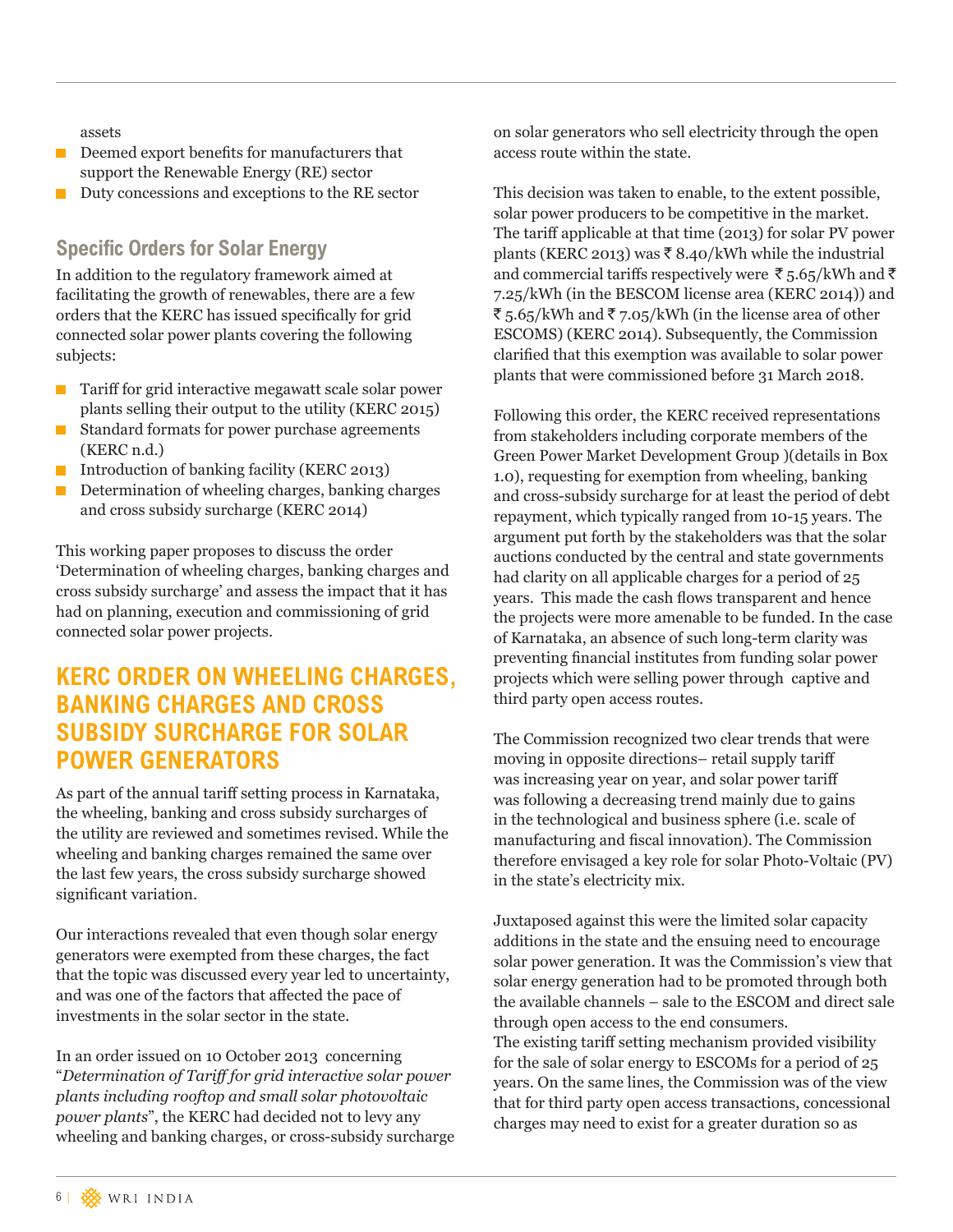assets

- Deemed export benefits for manufacturers that support the Renewable Energy (RE) sector
- Duty concessions and exceptions to the RE sector

### Specific Orders for Solar Energy

In addition to the regulatory framework aimed at facilitating the growth of renewables, there are a few orders that the KERC has issued specifically for grid connected solar power plants covering the following subjects:

- Tariff for grid interactive megawatt scale solar power plants selling their output to the utility (KERC 2015)
- Standard formats for power purchase agreements (KERC n.d.)
- Introduction of banking facility (KERC 2013)
- Determination of wheeling charges, banking charges and cross subsidy surcharge (KERC 2014)

This working paper proposes to discuss the order 'Determination of wheeling charges, banking charges and cross subsidy surcharge' and assess the impact that it has had on planning, execution and commissioning of grid connected solar power projects.

## KERC ORDER ON WHEELING CHARGES, BANKING CHARGES AND CROSS SUBSIDY SURCHARGE FOR SOLAR POWER GENERATORS

As part of the annual tariff setting process in Karnataka, the wheeling, banking and cross subsidy surcharges of the utility are reviewed and sometimes revised. While the wheeling and banking charges remained the same over the last few years, the cross subsidy surcharge showed significant variation.

Our interactions revealed that even though solar energy generators were exempted from these charges, the fact that the topic was discussed every year led to uncertainty, and was one of the factors that affected the pace of investments in the solar sector in the state.

In an order issued on 10 October 2013 concerning "*Determination of Tariff for grid interactive solar power plants including rooftop and small solar photovoltaic power plants*", the KERC had decided not to levy any wheeling and banking charges, or cross-subsidy surcharge on solar generators who sell electricity through the open access route within the state.

This decision was taken to enable, to the extent possible, solar power producers to be competitive in the market. The tariff applicable at that time (2013) for solar PV power plants (KERC 2013) was ₹ 8.40/kWh while the industrial and commercial tariffs respectively were ₹ 5.65/kWh and ₹ 7.25/kWh (in the BESCOM license area (KERC 2014)) and ₹ 5.65/kWh and ₹ 7.05/kWh (in the license area of other ESCOMS) (KERC 2014). Subsequently, the Commission clarified that this exemption was available to solar power plants that were commissioned before 31 March 2018.

Following this order, the KERC received representations from stakeholders including corporate members of the Green Power Market Development Group )(details in Box 1.0), requesting for exemption from wheeling, banking and cross-subsidy surcharge for at least the period of debt repayment, which typically ranged from 10-15 years. The argument put forth by the stakeholders was that the solar auctions conducted by the central and state governments had clarity on all applicable charges for a period of 25 years. This made the cash flows transparent and hence the projects were more amenable to be funded. In the case of Karnataka, an absence of such long-term clarity was preventing financial institutes from funding solar power projects which were selling power through captive and third party open access routes.

The Commission recognized two clear trends that were moving in opposite directions– retail supply tariff was increasing year on year, and solar power tariff was following a decreasing trend mainly due to gains in the technological and business sphere (i.e. scale of manufacturing and fiscal innovation). The Commission therefore envisaged a key role for solar Photo-Voltaic (PV) in the state's electricity mix.

Juxtaposed against this were the limited solar capacity additions in the state and the ensuing need to encourage solar power generation. It was the Commission's view that solar energy generation had to be promoted through both the available channels – sale to the ESCOM and direct sale through open access to the end consumers.

The existing tariff setting mechanism provided visibility for the sale of solar energy to ESCOMs for a period of 25 years. On the same lines, the Commission was of the view that for third party open access transactions, concessional charges may need to exist for a greater duration so as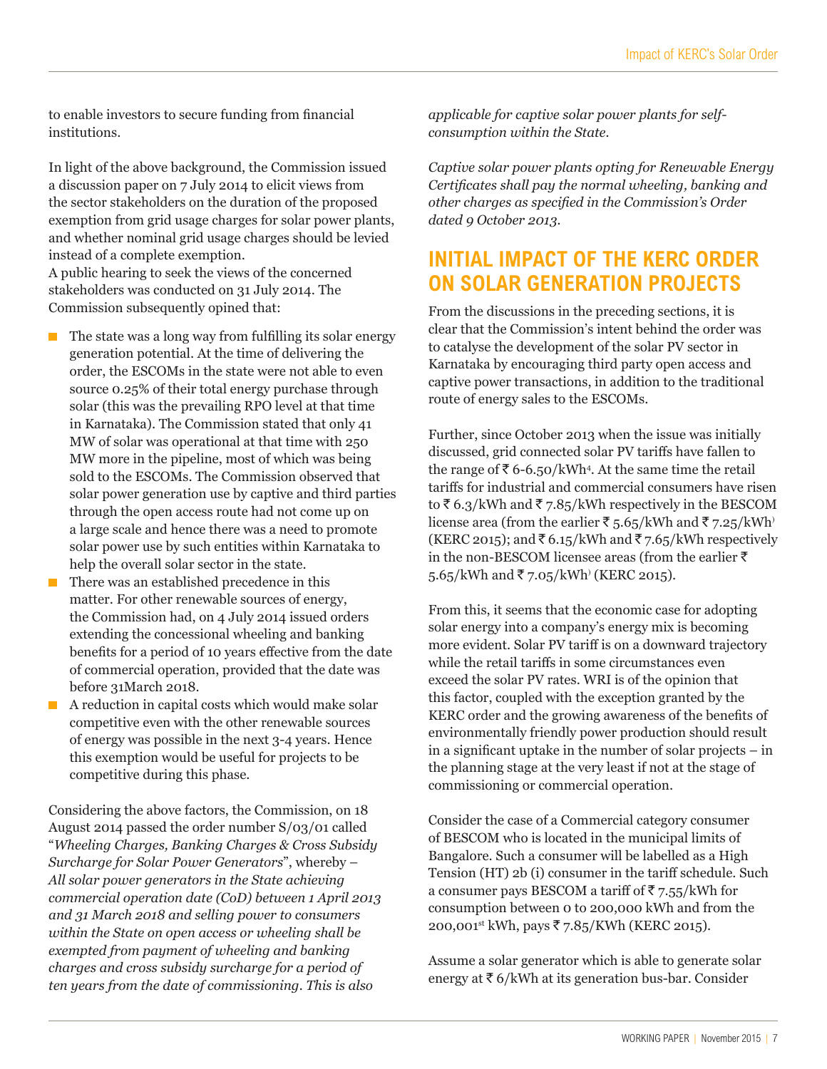to enable investors to secure funding from financial institutions.

In light of the above background, the Commission issued a discussion paper on 7 July 2014 to elicit views from the sector stakeholders on the duration of the proposed exemption from grid usage charges for solar power plants, and whether nominal grid usage charges should be levied instead of a complete exemption.
A public hearing to seek the views of the concerned stakeholders was conducted on 31 July 2014. The Commission subsequently opined that:

- The state was a long way from fulfilling its solar energy generation potential. At the time of delivering the order, the ESCOMs in the state were not able to even source 0.25% of their total energy purchase through solar (this was the prevailing RPO level at that time in Karnataka). The Commission stated that only 41 MW of solar was operational at that time with 250 MW more in the pipeline, most of which was being sold to the ESCOMs. The Commission observed that solar power generation use by captive and third parties through the open access route had not come up on a large scale and hence there was a need to promote solar power use by such entities within Karnataka to help the overall solar sector in the state.
- There was an established precedence in this matter. For other renewable sources of energy, the Commission had, on 4 July 2014 issued orders extending the concessional wheeling and banking benefits for a period of 10 years effective from the date of commercial operation, provided that the date was before 31March 2018.
- A reduction in capital costs which would make solar competitive even with the other renewable sources of energy was possible in the next 3-4 years. Hence this exemption would be useful for projects to be competitive during this phase.

Considering the above factors, the Commission, on 18 August 2014 passed the order number S/03/01 called "*Wheeling Charges, Banking Charges & Cross Subsidy Surcharge for Solar Power Generators*", whereby – *All solar power generators in the State achieving commercial operation date (CoD) between 1 April 2013 and 31 March 2018 and selling power to consumers within the State on open access or wheeling shall be exempted from payment of wheeling and banking charges and cross subsidy surcharge for a period of ten years from the date of commissioning. This is also applicable for captive solar power plants for self-consumption within the State.*

*Captive solar power plants opting for Renewable Energy Certificates shall pay the normal wheeling, banking and other charges as specified in the Commission's Order dated 9 October 2013.*

## INITIAL IMPACT OF THE KERC ORDER ON SOLAR GENERATION PROJECTS

From the discussions in the preceding sections, it is clear that the Commission's intent behind the order was to catalyse the development of the solar PV sector in Karnataka by encouraging third party open access and captive power transactions, in addition to the traditional route of energy sales to the ESCOMs.

Further, since October 2013 when the issue was initially discussed, grid connected solar PV tariffs have fallen to the range of ₹ 6-6.50/kWh[4]. At the same time the retail tariffs for industrial and commercial consumers have risen to ₹ 6.3/kWh and ₹ 7.85/kWh respectively in the BESCOM license area (from the earlier ₹ 5.65/kWh and ₹ 7.25/kWh) (KERC 2015); and ₹ 6.15/kWh and ₹ 7.65/kWh respectively in the non-BESCOM licensee areas (from the earlier ₹ 5.65/kWh and ₹ 7.05/kWh) (KERC 2015).

From this, it seems that the economic case for adopting solar energy into a company's energy mix is becoming more evident. Solar PV tariff is on a downward trajectory while the retail tariffs in some circumstances even exceed the solar PV rates. WRI is of the opinion that this factor, coupled with the exception granted by the KERC order and the growing awareness of the benefits of environmentally friendly power production should result in a significant uptake in the number of solar projects – in the planning stage at the very least if not at the stage of commissioning or commercial operation.

Consider the case of a Commercial category consumer of BESCOM who is located in the municipal limits of Bangalore. Such a consumer will be labelled as a High Tension (HT) 2b (i) consumer in the tariff schedule. Such a consumer pays BESCOM a tariff of ₹ 7.55/kWh for consumption between 0 to 200,000 kWh and from the 200,001st kWh, pays ₹ 7.85/KWh (KERC 2015).

Assume a solar generator which is able to generate solar energy at ₹ 6/kWh at its generation bus-bar. Consider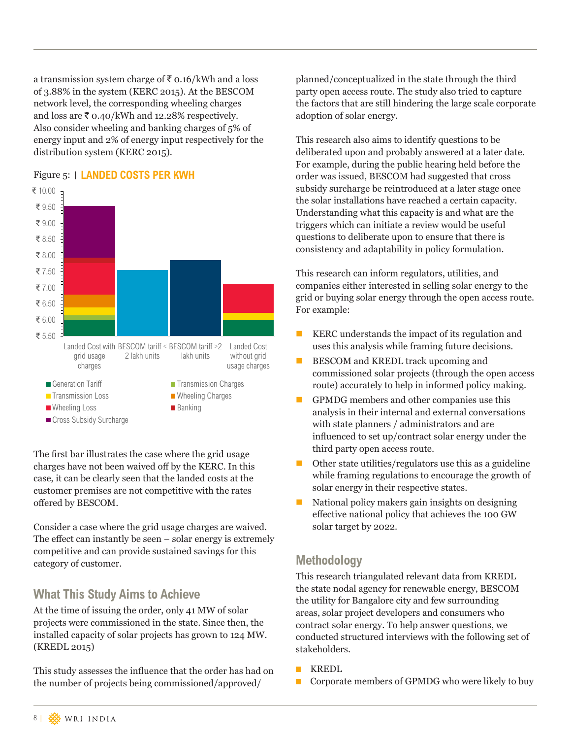a transmission system charge of ₹ 0.16/kWh and a loss of 3.88% in the system (KERC 2015). At the BESCOM network level, the corresponding wheeling charges and loss are ₹ 0.40/kWh and 12.28% respectively. Also consider wheeling and banking charges of 5% of energy input and 2% of energy input respectively for the distribution system (KERC 2015).

Figure 5: | **LANDED COSTS PER KWH**

The first bar illustrates the case where the grid usage charges have not been waived off by the KERC. In this case, it can be clearly seen that the landed costs at the customer premises are not competitive with the rates offered by BESCOM.

Consider a case where the grid usage charges are waived. The effect can instantly be seen – solar energy is extremely competitive and can provide sustained savings for this category of customer.

## What This Study Aims to Achieve

At the time of issuing the order, only 41 MW of solar projects were commissioned in the state. Since then, the installed capacity of solar projects has grown to 124 MW. (KREDL 2015)

This study assesses the influence that the order has had on the number of projects being commissioned/approved/planned/conceptualized in the state through the third party open access route. The study also tried to capture the factors that are still hindering the large scale corporate adoption of solar energy.

This research also aims to identify questions to be deliberated upon and probably answered at a later date. For example, during the public hearing held before the order was issued, BESCOM had suggested that cross subsidy surcharge be reintroduced at a later stage once the solar installations have reached a certain capacity. Understanding what this capacity is and what are the triggers which can initiate a review would be useful questions to deliberate upon to ensure that there is consistency and adaptability in policy formulation.

This research can inform regulators, utilities, and companies either interested in selling solar energy to the grid or buying solar energy through the open access route. For example:

- KERC understands the impact of its regulation and uses this analysis while framing future decisions.
- BESCOM and KREDL track upcoming and commissioned solar projects (through the open access route) accurately to help in informed policy making.
- GPMDG members and other companies use this analysis in their internal and external conversations with state planners / administrators and are influenced to set up/contract solar energy under the third party open access route.
- Other state utilities/regulators use this as a guideline while framing regulations to encourage the growth of solar energy in their respective states.
- National policy makers gain insights on designing effective national policy that achieves the 100 GW solar target by 2022.

## Methodology

This research triangulated relevant data from KREDL the state nodal agency for renewable energy, BESCOM the utility for Bangalore city and few surrounding areas, solar project developers and consumers who contract solar energy. To help answer questions, we conducted structured interviews with the following set of stakeholders.

- KREDL
- Corporate members of GPMDG who were likely to buy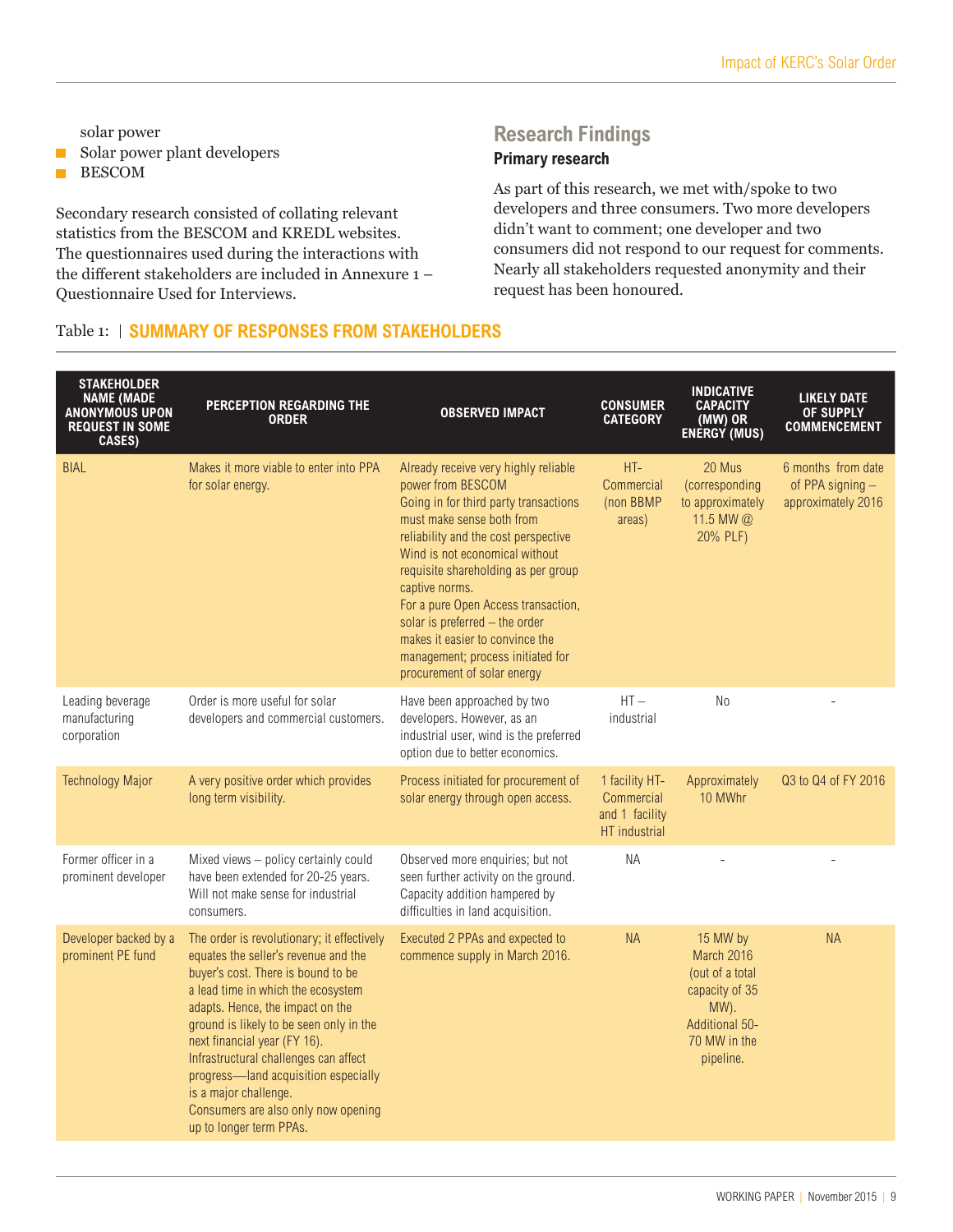solar power

- Solar power plant developers
- BESCOM

Secondary research consisted of collating relevant statistics from the BESCOM and KREDL websites. The questionnaires used during the interactions with the different stakeholders are included in Annexure 1 – Questionnaire Used for Interviews.

## Research Findings

### Primary research

As part of this research, we met with/spoke to two developers and three consumers. Two more developers didn't want to comment; one developer and two consumers did not respond to our request for comments. Nearly all stakeholders requested anonymity and their request has been honoured.

Table 1: | **SUMMARY OF RESPONSES FROM STAKEHOLDERS**

| STAKEHOLDER NAME (MADE ANONYMOUS UPON REQUEST IN SOME CASES) | PERCEPTION REGARDING THE ORDER | OBSERVED IMPACT | CONSUMER CATEGORY | INDICATIVE CAPACITY (MW) OR ENERGY (MUS) | LIKELY DATE OF SUPPLY COMMENCEMENT |
|---|---|---|---|---|---|
| BIAL | Makes it more viable to enter into PPA for solar energy. | Already receive very highly reliable power from BESCOM<br>Going in for third party transactions must make sense both from reliability and the cost perspective<br>Wind is not economical without requisite shareholding as per group captive norms.<br>For a pure Open Access transaction, solar is preferred – the order makes it easier to convince the management; process initiated for procurement of solar energy | HT-Commercial (non BBMP areas) | 20 Mus (corresponding to approximately 11.5 MW @ 20% PLF) | 6 months from date of PPA signing – approximately 2016 |
| Leading beverage manufacturing corporation | Order is more useful for solar developers and commercial customers. | Have been approached by two developers. However, as an industrial user, wind is the preferred option due to better economics. | HT – industrial | No | - |
| Technology Major | A very positive order which provides long term visibility. | Process initiated for procurement of solar energy through open access. | 1 facility HT-Commercial and 1 facility HT industrial | Approximately 10 MWhr | Q3 to Q4 of FY 2016 |
| Former officer in a prominent developer | Mixed views – policy certainly could have been extended for 20-25 years. Will not make sense for industrial consumers. | Observed more enquiries; but not seen further activity on the ground. Capacity addition hampered by difficulties in land acquisition. | NA | - | - |
| Developer backed by a prominent PE fund | The order is revolutionary; it effectively equates the seller's revenue and the buyer's cost. There is bound to be a lead time in which the ecosystem adapts. Hence, the impact on the ground is likely to be seen only in the next financial year (FY 16).<br>Infrastructural challenges can affect progress—land acquisition especially is a major challenge.<br>Consumers are also only now opening up to longer term PPAs. | Executed 2 PPAs and expected to commence supply in March 2016. | NA | 15 MW by March 2016 (out of a total capacity of 35 MW). Additional 50-70 MW in the pipeline. | NA |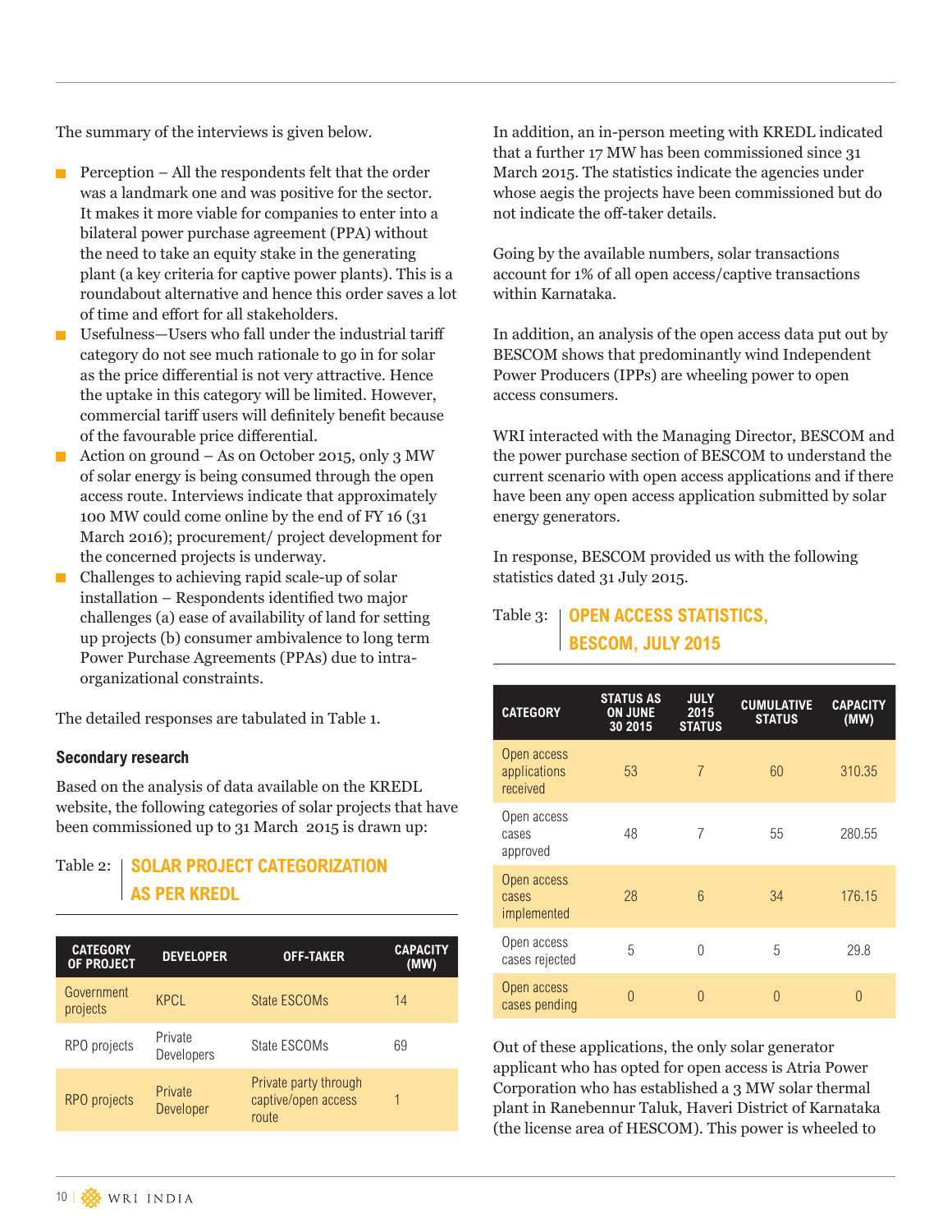The summary of the interviews is given below.

- Perception – All the respondents felt that the order was a landmark one and was positive for the sector. It makes it more viable for companies to enter into a bilateral power purchase agreement (PPA) without the need to take an equity stake in the generating plant (a key criteria for captive power plants). This is a roundabout alternative and hence this order saves a lot of time and effort for all stakeholders.
- Usefulness—Users who fall under the industrial tariff category do not see much rationale to go in for solar as the price differential is not very attractive. Hence the uptake in this category will be limited. However, commercial tariff users will definitely benefit because of the favourable price differential.
- Action on ground – As on October 2015, only 3 MW of solar energy is being consumed through the open access route. Interviews indicate that approximately 100 MW could come online by the end of FY 16 (31 March 2016); procurement/ project development for the concerned projects is underway.
- Challenges to achieving rapid scale-up of solar installation – Respondents identified two major challenges (a) ease of availability of land for setting up projects (b) consumer ambivalence to long term Power Purchase Agreements (PPAs) due to intra-organizational constraints.

The detailed responses are tabulated in Table 1.

### Secondary research

Based on the analysis of data available on the KREDL website, the following categories of solar projects that have been commissioned up to 31 March 2015 is drawn up:

Table 2: **SOLAR PROJECT CATEGORIZATION AS PER KREDL**

| CATEGORY OF PROJECT | DEVELOPER | OFF-TAKER | CAPACITY (MW) |
|---|---|---|---|
| Government projects | KPCL | State ESCOMs | 14 |
| RPO projects | Private Developers | State ESCOMs | 69 |
| RPO projects | Private Developer | Private party through captive/open access route | 1 |

In addition, an in-person meeting with KREDL indicated that a further 17 MW has been commissioned since 31 March 2015. The statistics indicate the agencies under whose aegis the projects have been commissioned but do not indicate the off-taker details.

Going by the available numbers, solar transactions account for 1% of all open access/captive transactions within Karnataka.

In addition, an analysis of the open access data put out by BESCOM shows that predominantly wind Independent Power Producers (IPPs) are wheeling power to open access consumers.

WRI interacted with the Managing Director, BESCOM and the power purchase section of BESCOM to understand the current scenario with open access applications and if there have been any open access application submitted by solar energy generators.

In response, BESCOM provided us with the following statistics dated 31 July 2015.

Table 3: **OPEN ACCESS STATISTICS, BESCOM, JULY 2015**

| CATEGORY | STATUS AS ON JUNE 30 2015 | JULY 2015 STATUS | CUMULATIVE STATUS | CAPACITY (MW) |
|---|---|---|---|---|
| Open access applications received | 53 | 7 | 60 | 310.35 |
| Open access cases approved | 48 | 7 | 55 | 280.55 |
| Open access cases implemented | 28 | 6 | 34 | 176.15 |
| Open access cases rejected | 5 | 0 | 5 | 29.8 |
| Open access cases pending | 0 | 0 | 0 | 0 |

Out of these applications, the only solar generator applicant who has opted for open access is Atria Power Corporation who has established a 3 MW solar thermal plant in Ranebennur Taluk, Haveri District of Karnataka (the license area of HESCOM). This power is wheeled to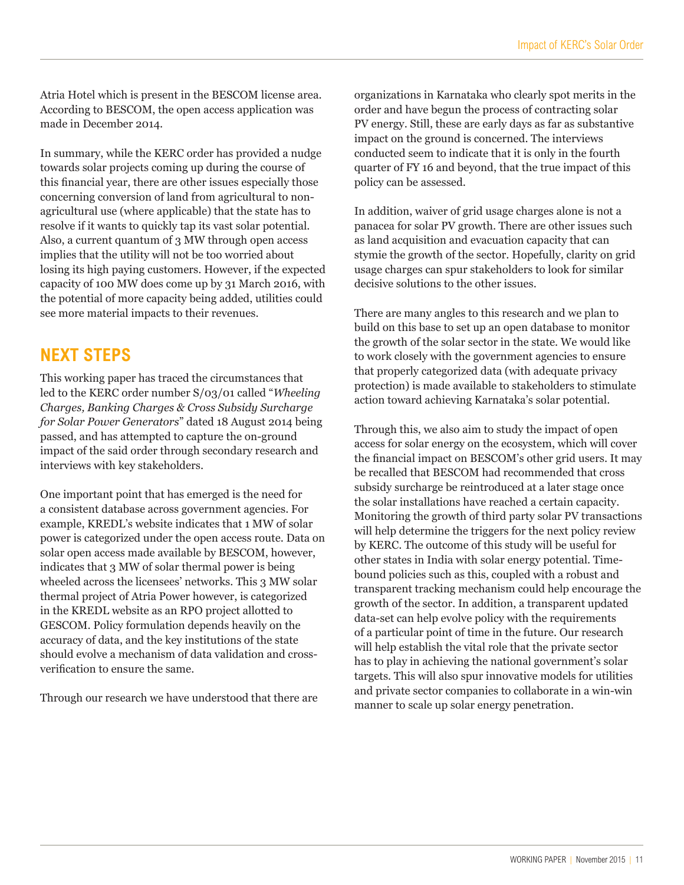Atria Hotel which is present in the BESCOM license area. According to BESCOM, the open access application was made in December 2014.

In summary, while the KERC order has provided a nudge towards solar projects coming up during the course of this financial year, there are other issues especially those concerning conversion of land from agricultural to non-agricultural use (where applicable) that the state has to resolve if it wants to quickly tap its vast solar potential. Also, a current quantum of 3 MW through open access implies that the utility will not be too worried about losing its high paying customers. However, if the expected capacity of 100 MW does come up by 31 March 2016, with the potential of more capacity being added, utilities could see more material impacts to their revenues.

## NEXT STEPS

This working paper has traced the circumstances that led to the KERC order number S/03/01 called "*Wheeling Charges, Banking Charges & Cross Subsidy Surcharge for Solar Power Generators*" dated 18 August 2014 being passed, and has attempted to capture the on-ground impact of the said order through secondary research and interviews with key stakeholders.

One important point that has emerged is the need for a consistent database across government agencies. For example, KREDL's website indicates that 1 MW of solar power is categorized under the open access route. Data on solar open access made available by BESCOM, however, indicates that 3 MW of solar thermal power is being wheeled across the licensees' networks. This 3 MW solar thermal project of Atria Power however, is categorized in the KREDL website as an RPO project allotted to GESCOM. Policy formulation depends heavily on the accuracy of data, and the key institutions of the state should evolve a mechanism of data validation and cross-verification to ensure the same.

Through our research we have understood that there are organizations in Karnataka who clearly spot merits in the order and have begun the process of contracting solar PV energy. Still, these are early days as far as substantive impact on the ground is concerned. The interviews conducted seem to indicate that it is only in the fourth quarter of FY 16 and beyond, that the true impact of this policy can be assessed.

In addition, waiver of grid usage charges alone is not a panacea for solar PV growth. There are other issues such as land acquisition and evacuation capacity that can stymie the growth of the sector. Hopefully, clarity on grid usage charges can spur stakeholders to look for similar decisive solutions to the other issues.

There are many angles to this research and we plan to build on this base to set up an open database to monitor the growth of the solar sector in the state. We would like to work closely with the government agencies to ensure that properly categorized data (with adequate privacy protection) is made available to stakeholders to stimulate action toward achieving Karnataka's solar potential.

Through this, we also aim to study the impact of open access for solar energy on the ecosystem, which will cover the financial impact on BESCOM's other grid users. It may be recalled that BESCOM had recommended that cross subsidy surcharge be reintroduced at a later stage once the solar installations have reached a certain capacity. Monitoring the growth of third party solar PV transactions will help determine the triggers for the next policy review by KERC. The outcome of this study will be useful for other states in India with solar energy potential. Time-bound policies such as this, coupled with a robust and transparent tracking mechanism could help encourage the growth of the sector. In addition, a transparent updated data-set can help evolve policy with the requirements of a particular point of time in the future. Our research will help establish the vital role that the private sector has to play in achieving the national government's solar targets. This will also spur innovative models for utilities and private sector companies to collaborate in a win-win manner to scale up solar energy penetration.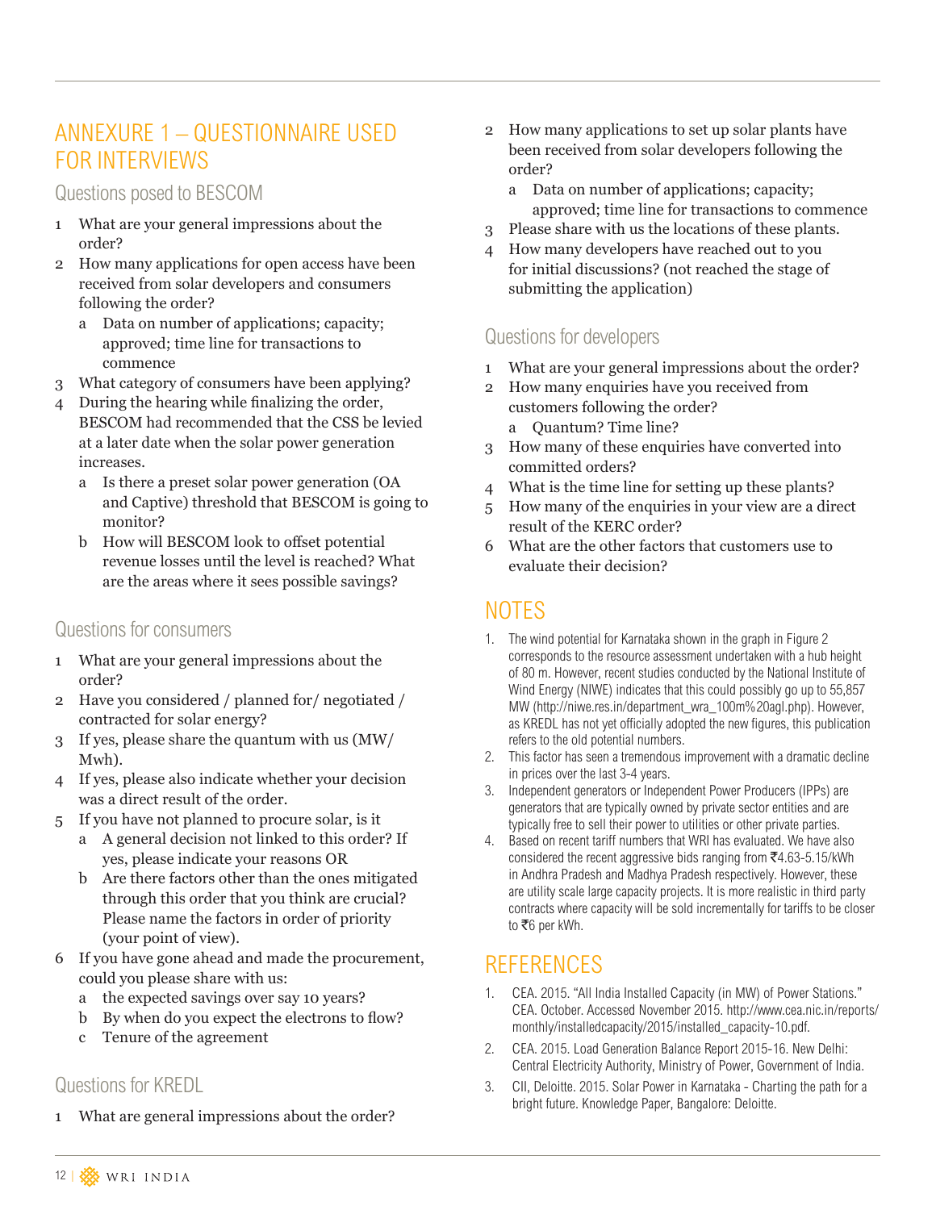# ANNEXURE 1 – QUESTIONNAIRE USED FOR INTERVIEWS

## Questions posed to BESCOM

1. What are your general impressions about the order?
2. How many applications for open access have been received from solar developers and consumers following the order?
   a. Data on number of applications; capacity; approved; time line for transactions to commence
3. What category of consumers have been applying?
4. During the hearing while finalizing the order, BESCOM had recommended that the CSS be levied at a later date when the solar power generation increases.
   a. Is there a preset solar power generation (OA and Captive) threshold that BESCOM is going to monitor?
   b. How will BESCOM look to offset potential revenue losses until the level is reached? What are the areas where it sees possible savings?

## Questions for consumers

1. What are your general impressions about the order?
2. Have you considered / planned for/ negotiated / contracted for solar energy?
3. If yes, please share the quantum with us (MW/ Mwh).
4. If yes, please also indicate whether your decision was a direct result of the order.
5. If you have not planned to procure solar, is it
   a. A general decision not linked to this order? If yes, please indicate your reasons OR
   b. Are there factors other than the ones mitigated through this order that you think are crucial? Please name the factors in order of priority (your point of view).
6. If you have gone ahead and made the procurement, could you please share with us:
   a. the expected savings over say 10 years?
   b. By when do you expect the electrons to flow?
   c. Tenure of the agreement

## Questions for KREDL

1. What are general impressions about the order?
2. How many applications to set up solar plants have been received from solar developers following the order?
   a. Data on number of applications; capacity; approved; time line for transactions to commence
3. Please share with us the locations of these plants.
4. How many developers have reached out to you for initial discussions? (not reached the stage of submitting the application)

## Questions for developers

1. What are your general impressions about the order?
2. How many enquiries have you received from customers following the order?
   a. Quantum? Time line?
3. How many of these enquiries have converted into committed orders?
4. What is the time line for setting up these plants?
5. How many of the enquiries in your view are a direct result of the KERC order?
6. What are the other factors that customers use to evaluate their decision?

# NOTES

1. The wind potential for Karnataka shown in the graph in Figure 2 corresponds to the resource assessment undertaken with a hub height of 80 m. However, recent studies conducted by the National Institute of Wind Energy (NIWE) indicates that this could possibly go up to 55,857 MW (http://niwe.res.in/department_wra_100m%20agl.php). However, as KREDL has not yet officially adopted the new figures, this publication refers to the old potential numbers.
2. This factor has seen a tremendous improvement with a dramatic decline in prices over the last 3-4 years.
3. Independent generators or Independent Power Producers (IPPs) are generators that are typically owned by private sector entities and are typically free to sell their power to utilities or other private parties.
4. Based on recent tariff numbers that WRI has evaluated. We have also considered the recent aggressive bids ranging from ₹4.63-5.15/kWh in Andhra Pradesh and Madhya Pradesh respectively. However, these are utility scale large capacity projects. It is more realistic in third party contracts where capacity will be sold incrementally for tariffs to be closer to ₹6 per kWh.

# REFERENCES

1. CEA. 2015. "All India Installed Capacity (in MW) of Power Stations." CEA. October. Accessed November 2015. http://www.cea.nic.in/reports/monthly/installedcapacity/2015/installed_capacity-10.pdf.
2. CEA. 2015. Load Generation Balance Report 2015-16. New Delhi: Central Electricity Authority, Ministry of Power, Government of India.
3. CII, Deloitte. 2015. Solar Power in Karnataka - Charting the path for a bright future. Knowledge Paper, Bangalore: Deloitte.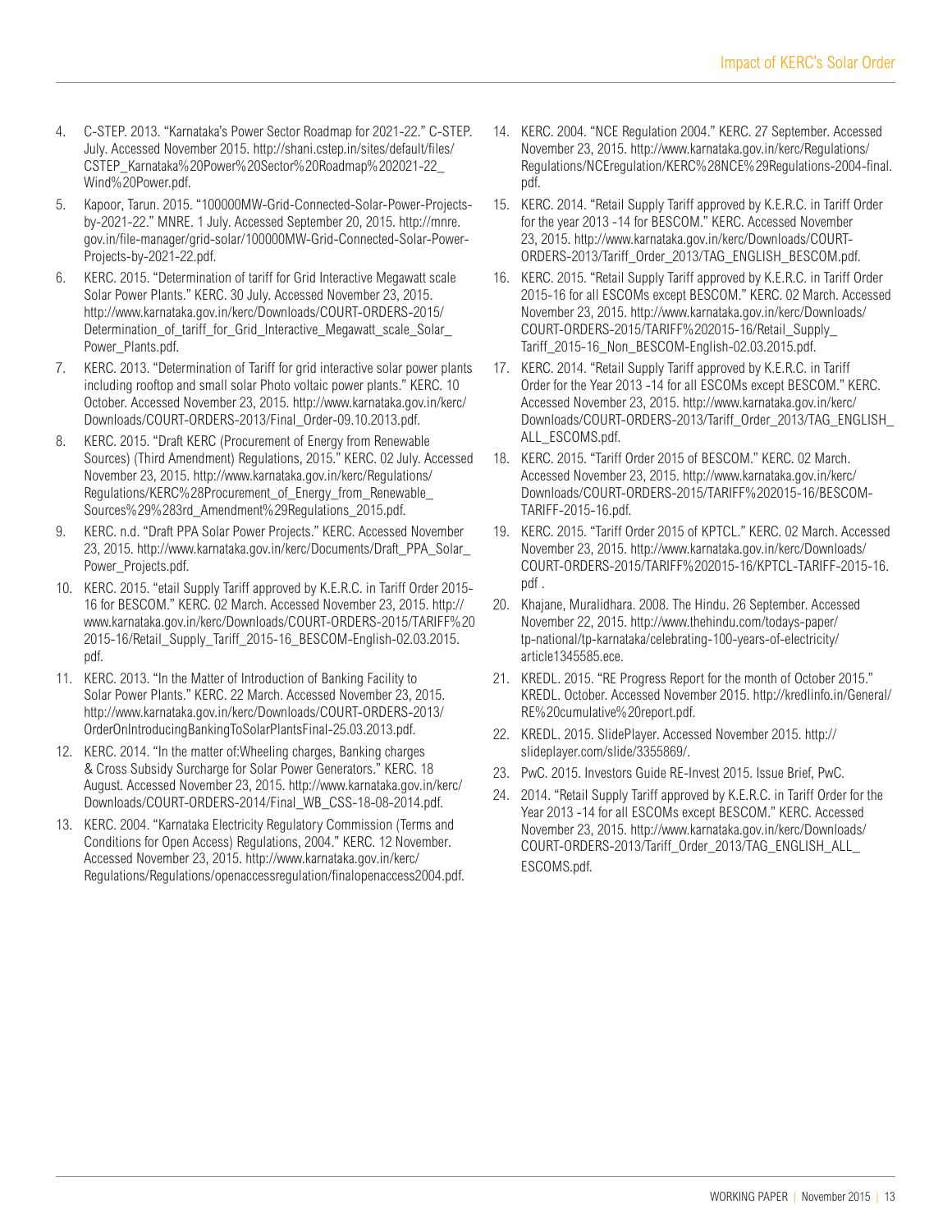4. C-STEP. 2013. "Karnataka's Power Sector Roadmap for 2021-22." C-STEP. July. Accessed November 2015. http://shani.cstep.in/sites/default/files/CSTEP_Karnataka%20Power%20Sector%20Roadmap%202021-22_Wind%20Power.pdf.
5. Kapoor, Tarun. 2015. "100000MW-Grid-Connected-Solar-Power-Projects-by-2021-22." MNRE. 1 July. Accessed September 20, 2015. http://mnre.gov.in/file-manager/grid-solar/100000MW-Grid-Connected-Solar-Power-Projects-by-2021-22.pdf.
6. KERC. 2015. "Determination of tariff for Grid Interactive Megawatt scale Solar Power Plants." KERC. 30 July. Accessed November 23, 2015. http://www.karnataka.gov.in/kerc/Downloads/COURT-ORDERS-2015/Determination_of_tariff_for_Grid_Interactive_Megawatt_scale_Solar_Power_Plants.pdf.
7. KERC. 2013. "Determination of Tariff for grid interactive solar power plants including rooftop and small solar Photo voltaic power plants." KERC. 10 October. Accessed November 23, 2015. http://www.karnataka.gov.in/kerc/Downloads/COURT-ORDERS-2013/Final_Order-09.10.2013.pdf.
8. KERC. 2015. "Draft KERC (Procurement of Energy from Renewable Sources) (Third Amendment) Regulations, 2015." KERC. 02 July. Accessed November 23, 2015. http://www.karnataka.gov.in/kerc/Regulations/Regulations/KERC%28Procurement_of_Energy_from_Renewable_Sources%29%283rd_Amendment%29Regulations_2015.pdf.
9. KERC. n.d. "Draft PPA Solar Power Projects." KERC. Accessed November 23, 2015. http://www.karnataka.gov.in/kerc/Documents/Draft_PPA_Solar_Power_Projects.pdf.
10. KERC. 2015. "etail Supply Tariff approved by K.E.R.C. in Tariff Order 2015-16 for BESCOM." KERC. 02 March. Accessed November 23, 2015. http://www.karnataka.gov.in/kerc/Downloads/COURT-ORDERS-2015/TARIFF%202015-16/Retail_Supply_Tariff_2015-16_BESCOM-English-02.03.2015.pdf.
11. KERC. 2013. "In the Matter of Introduction of Banking Facility to Solar Power Plants." KERC. 22 March. Accessed November 23, 2015. http://www.karnataka.gov.in/kerc/Downloads/COURT-ORDERS-2013/OrderOnIntroducingBankingToSolarPlantsFinal-25.03.2013.pdf.
12. KERC. 2014. "In the matter of:Wheeling charges, Banking charges & Cross Subsidy Surcharge for Solar Power Generators." KERC. 18 August. Accessed November 23, 2015. http://www.karnataka.gov.in/kerc/Downloads/COURT-ORDERS-2014/Final_WB_CSS-18-08-2014.pdf.
13. KERC. 2004. "Karnataka Electricity Regulatory Commission (Terms and Conditions for Open Access) Regulations, 2004." KERC. 12 November. Accessed November 23, 2015. http://www.karnataka.gov.in/kerc/Regulations/Regulations/openaccessregulation/finalopenaccess2004.pdf.
14. KERC. 2004. "NCE Regulation 2004." KERC. 27 September. Accessed November 23, 2015. http://www.karnataka.gov.in/kerc/Regulations/Regulations/NCEregulation/KERC%28NCE%29Regulations-2004-final.pdf.
15. KERC. 2014. "Retail Supply Tariff approved by K.E.R.C. in Tariff Order for the year 2013 -14 for BESCOM." KERC. Accessed November 23, 2015. http://www.karnataka.gov.in/kerc/Downloads/COURT-ORDERS-2013/Tariff_Order_2013/TAG_ENGLISH_BESCOM.pdf.
16. KERC. 2015. "Retail Supply Tariff approved by K.E.R.C. in Tariff Order 2015-16 for all ESCOMs except BESCOM." KERC. 02 March. Accessed November 23, 2015. http://www.karnataka.gov.in/kerc/Downloads/COURT-ORDERS-2015/TARIFF%202015-16/Retail_Supply_Tariff_2015-16_Non_BESCOM-English-02.03.2015.pdf.
17. KERC. 2014. "Retail Supply Tariff approved by K.E.R.C. in Tariff Order for the Year 2013 -14 for all ESCOMs except BESCOM." KERC. Accessed November 23, 2015. http://www.karnataka.gov.in/kerc/Downloads/COURT-ORDERS-2013/Tariff_Order_2013/TAG_ENGLISH_ALL_ESCOMS.pdf.
18. KERC. 2015. "Tariff Order 2015 of BESCOM." KERC. 02 March. Accessed November 23, 2015. http://www.karnataka.gov.in/kerc/Downloads/COURT-ORDERS-2015/TARIFF%202015-16/BESCOM-TARIFF-2015-16.pdf.
19. KERC. 2015. "Tariff Order 2015 of KPTCL." KERC. 02 March. Accessed November 23, 2015. http://www.karnataka.gov.in/kerc/Downloads/COURT-ORDERS-2015/TARIFF%202015-16/KPTCL-TARIFF-2015-16.pdf .
20. Khajane, Muralidhara. 2008. The Hindu. 26 September. Accessed November 22, 2015. http://www.thehindu.com/todays-paper/tp-national/tp-karnataka/celebrating-100-years-of-electricity/article1345585.ece.
21. KREDL. 2015. "RE Progress Report for the month of October 2015." KREDL. October. Accessed November 2015. http://kredlinfo.in/General/RE%20cumulative%20report.pdf.
22. KREDL. 2015. SlidePlayer. Accessed November 2015. http://slideplayer.com/slide/3355869/.
23. PwC. 2015. Investors Guide RE-Invest 2015. Issue Brief, PwC.
24. 2014. "Retail Supply Tariff approved by K.E.R.C. in Tariff Order for the Year 2013 -14 for all ESCOMs except BESCOM." KERC. Accessed November 23, 2015. http://www.karnataka.gov.in/kerc/Downloads/COURT-ORDERS-2013/Tariff_Order_2013/TAG_ENGLISH_ALL_ESCOMS.pdf.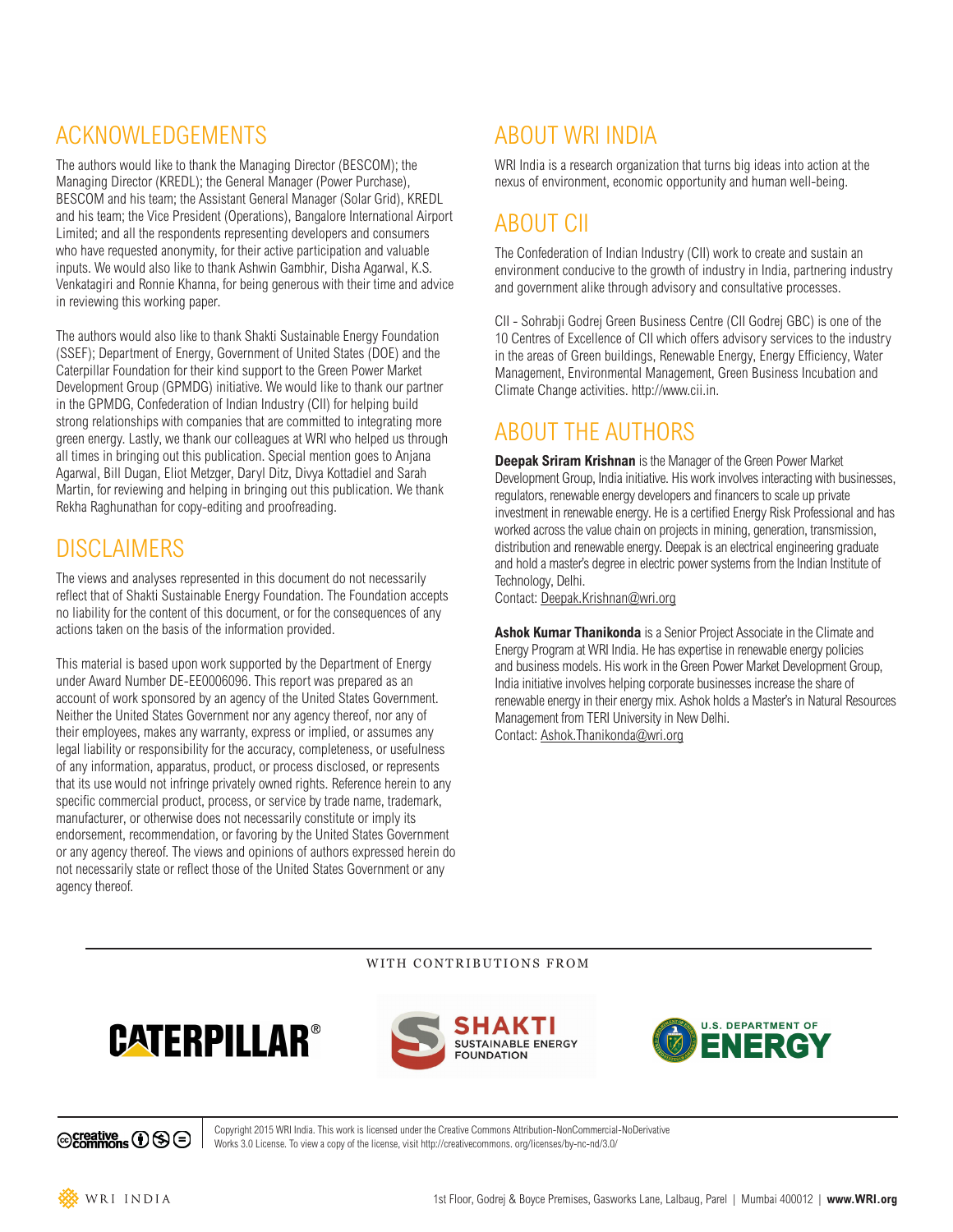## ACKNOWLEDGEMENTS

The authors would like to thank the Managing Director (BESCOM); the Managing Director (KREDL); the General Manager (Power Purchase), BESCOM and his team; the Assistant General Manager (Solar Grid), KREDL and his team; the Vice President (Operations), Bangalore International Airport Limited; and all the respondents representing developers and consumers who have requested anonymity, for their active participation and valuable inputs. We would also like to thank Ashwin Gambhir, Disha Agarwal, K.S. Venkatagiri and Ronnie Khanna, for being generous with their time and advice in reviewing this working paper.

The authors would also like to thank Shakti Sustainable Energy Foundation (SSEF); Department of Energy, Government of United States (DOE) and the Caterpillar Foundation for their kind support to the Green Power Market Development Group (GPMDG) initiative. We would like to thank our partner in the GPMDG, Confederation of Indian Industry (CII) for helping build strong relationships with companies that are committed to integrating more green energy. Lastly, we thank our colleagues at WRI who helped us through all times in bringing out this publication. Special mention goes to Anjana Agarwal, Bill Dugan, Eliot Metzger, Daryl Ditz, Divya Kottadiel and Sarah Martin, for reviewing and helping in bringing out this publication. We thank Rekha Raghunathan for copy-editing and proofreading.

## DISCLAIMERS

The views and analyses represented in this document do not necessarily reflect that of Shakti Sustainable Energy Foundation. The Foundation accepts no liability for the content of this document, or for the consequences of any actions taken on the basis of the information provided.

This material is based upon work supported by the Department of Energy under Award Number DE-EE0006096. This report was prepared as an account of work sponsored by an agency of the United States Government. Neither the United States Government nor any agency thereof, nor any of their employees, makes any warranty, express or implied, or assumes any legal liability or responsibility for the accuracy, completeness, or usefulness of any information, apparatus, product, or process disclosed, or represents that its use would not infringe privately owned rights. Reference herein to any specific commercial product, process, or service by trade name, trademark, manufacturer, or otherwise does not necessarily constitute or imply its endorsement, recommendation, or favoring by the United States Government or any agency thereof. The views and opinions of authors expressed herein do not necessarily state or reflect those of the United States Government or any agency thereof.

## ABOUT WRI INDIA

WRI India is a research organization that turns big ideas into action at the nexus of environment, economic opportunity and human well-being.

## ABOUT CII

The Confederation of Indian Industry (CII) work to create and sustain an environment conducive to the growth of industry in India, partnering industry and government alike through advisory and consultative processes.

CII - Sohrabji Godrej Green Business Centre (CII Godrej GBC) is one of the 10 Centres of Excellence of CII which offers advisory services to the industry in the areas of Green buildings, Renewable Energy, Energy Efficiency, Water Management, Environmental Management, Green Business Incubation and Climate Change activities. http://www.cii.in.

## ABOUT THE AUTHORS

**Deepak Sriram Krishnan** is the Manager of the Green Power Market Development Group, India initiative. His work involves interacting with businesses, regulators, renewable energy developers and financers to scale up private investment in renewable energy. He is a certified Energy Risk Professional and has worked across the value chain on projects in mining, generation, transmission, distribution and renewable energy. Deepak is an electrical engineering graduate and hold a master's degree in electric power systems from the Indian Institute of Technology, Delhi.
Contact: Deepak.Krishnan@wri.org

**Ashok Kumar Thanikonda** is a Senior Project Associate in the Climate and Energy Program at WRI India. He has expertise in renewable energy policies and business models. His work in the Green Power Market Development Group, India initiative involves helping corporate businesses increase the share of renewable energy in their energy mix. Ashok holds a Master's in Natural Resources Management from TERI University in New Delhi.
Contact: Ashok.Thanikonda@wri.org

WITH CONTRIBUTIONS FROM

CATERPILLAR®

SHAKTI SUSTAINABLE ENERGY FOUNDATION

U.S. DEPARTMENT OF ENERGY

Copyright 2015 WRI India. This work is licensed under the Creative Commons Attribution-NonCommercial-NoDerivative Works 3.0 License. To view a copy of the license, visit http://creativecommons. org/licenses/by-nc-nd/3.0/

WRI INDIA

1st Floor, Godrej & Boyce Premises, Gasworks Lane, Lalbaug, Parel | Mumbai 400012 | **www.WRI.org**